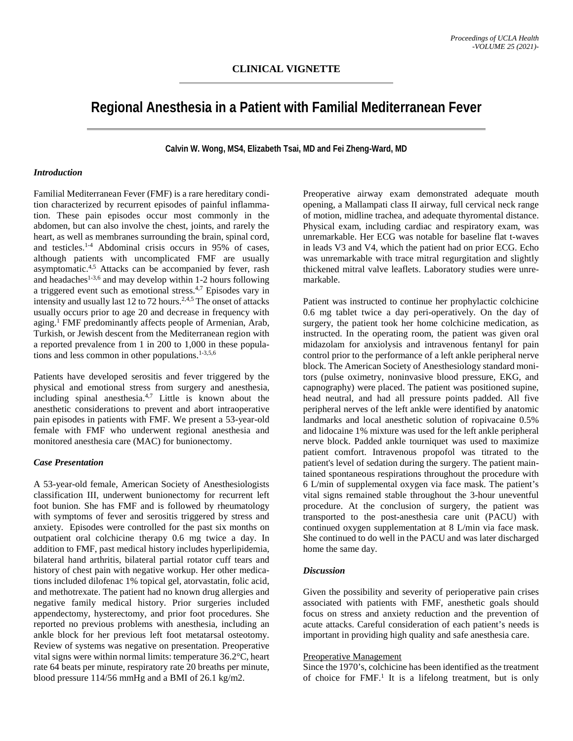CLINICAL VIGNETTE

# Regional Anesthesia in a Patient with Familial Mediterranean Fever

**Calvin W. Wong, MS4, Elizabeth Tsai, MD and Fei Zheng-Ward, MD**

### *Introduction*

Familial Mediterranean Fever (FMF) is a rare hereditary condition characterized by recurrent episodes of painful inflammation. These pain episodes occur most commonly in the abdomen, but can also involve the chest, joints, and rarely the heart, as well as membranes surrounding the brain, spinal cord, and testicles.[1-4] Abdominal crisis occurs in 95% of cases, although patients with uncomplicated FMF are usually asymptomatic.[4,5] Attacks can be accompanied by fever, rash and headaches[1-3,6] and may develop within 1-2 hours following a triggered event such as emotional stress.[4,7] Episodes vary in intensity and usually last 12 to 72 hours.[2,4,5] The onset of attacks usually occurs prior to age 20 and decrease in frequency with aging.[1] FMF predominantly affects people of Armenian, Arab, Turkish, or Jewish descent from the Mediterranean region with a reported prevalence from 1 in 200 to 1,000 in these populations and less common in other populations.[1-3,5,6]

Patients have developed serositis and fever triggered by the physical and emotional stress from surgery and anesthesia, including spinal anesthesia.[4,7] Little is known about the anesthetic considerations to prevent and abort intraoperative pain episodes in patients with FMF. We present a 53-year-old female with FMF who underwent regional anesthesia and monitored anesthesia care (MAC) for bunionectomy.

### *Case Presentation*

A 53-year-old female, American Society of Anesthesiologists classification III, underwent bunionectomy for recurrent left foot bunion. She has FMF and is followed by rheumatology with symptoms of fever and serositis triggered by stress and anxiety. Episodes were controlled for the past six months on outpatient oral colchicine therapy 0.6 mg twice a day. In addition to FMF, past medical history includes hyperlipidemia, bilateral hand arthritis, bilateral partial rotator cuff tears and history of chest pain with negative workup. Her other medications included dilofenac 1% topical gel, atorvastatin, folic acid, and methotrexate. The patient had no known drug allergies and negative family medical history. Prior surgeries included appendectomy, hysterectomy, and prior foot procedures. She reported no previous problems with anesthesia, including an ankle block for her previous left foot metatarsal osteotomy. Review of systems was negative on presentation. Preoperative vital signs were within normal limits: temperature 36.2°C, heart rate 64 beats per minute, respiratory rate 20 breaths per minute, blood pressure 114/56 mmHg and a BMI of 26.1 kg/m2.

Preoperative airway exam demonstrated adequate mouth opening, a Mallampati class II airway, full cervical neck range of motion, midline trachea, and adequate thyromental distance. Physical exam, including cardiac and respiratory exam, was unremarkable. Her ECG was notable for baseline flat t-waves in leads V3 and V4, which the patient had on prior ECG. Echo was unremarkable with trace mitral regurgitation and slightly thickened mitral valve leaflets. Laboratory studies were unremarkable.

Patient was instructed to continue her prophylactic colchicine 0.6 mg tablet twice a day peri-operatively. On the day of surgery, the patient took her home colchicine medication, as instructed. In the operating room, the patient was given oral midazolam for anxiolysis and intravenous fentanyl for pain control prior to the performance of a left ankle peripheral nerve block. The American Society of Anesthesiology standard monitors (pulse oximetry, noninvasive blood pressure, EKG, and capnography) were placed. The patient was positioned supine, head neutral, and had all pressure points padded. All five peripheral nerves of the left ankle were identified by anatomic landmarks and local anesthetic solution of ropivacaine 0.5% and lidocaine 1% mixture was used for the left ankle peripheral nerve block. Padded ankle tourniquet was used to maximize patient comfort. Intravenous propofol was titrated to the patient's level of sedation during the surgery. The patient maintained spontaneous respirations throughout the procedure with 6 L/min of supplemental oxygen via face mask. The patient's vital signs remained stable throughout the 3-hour uneventful procedure. At the conclusion of surgery, the patient was transported to the post-anesthesia care unit (PACU) with continued oxygen supplementation at 8 L/min via face mask. She continued to do well in the PACU and was later discharged home the same day.

### *Discussion*

Given the possibility and severity of perioperative pain crises associated with patients with FMF, anesthetic goals should focus on stress and anxiety reduction and the prevention of acute attacks. Careful consideration of each patient's needs is important in providing high quality and safe anesthesia care.

#### Preoperative Management

Since the 1970's, colchicine has been identified as the treatment of choice for FMF.[1] It is a lifelong treatment, but is only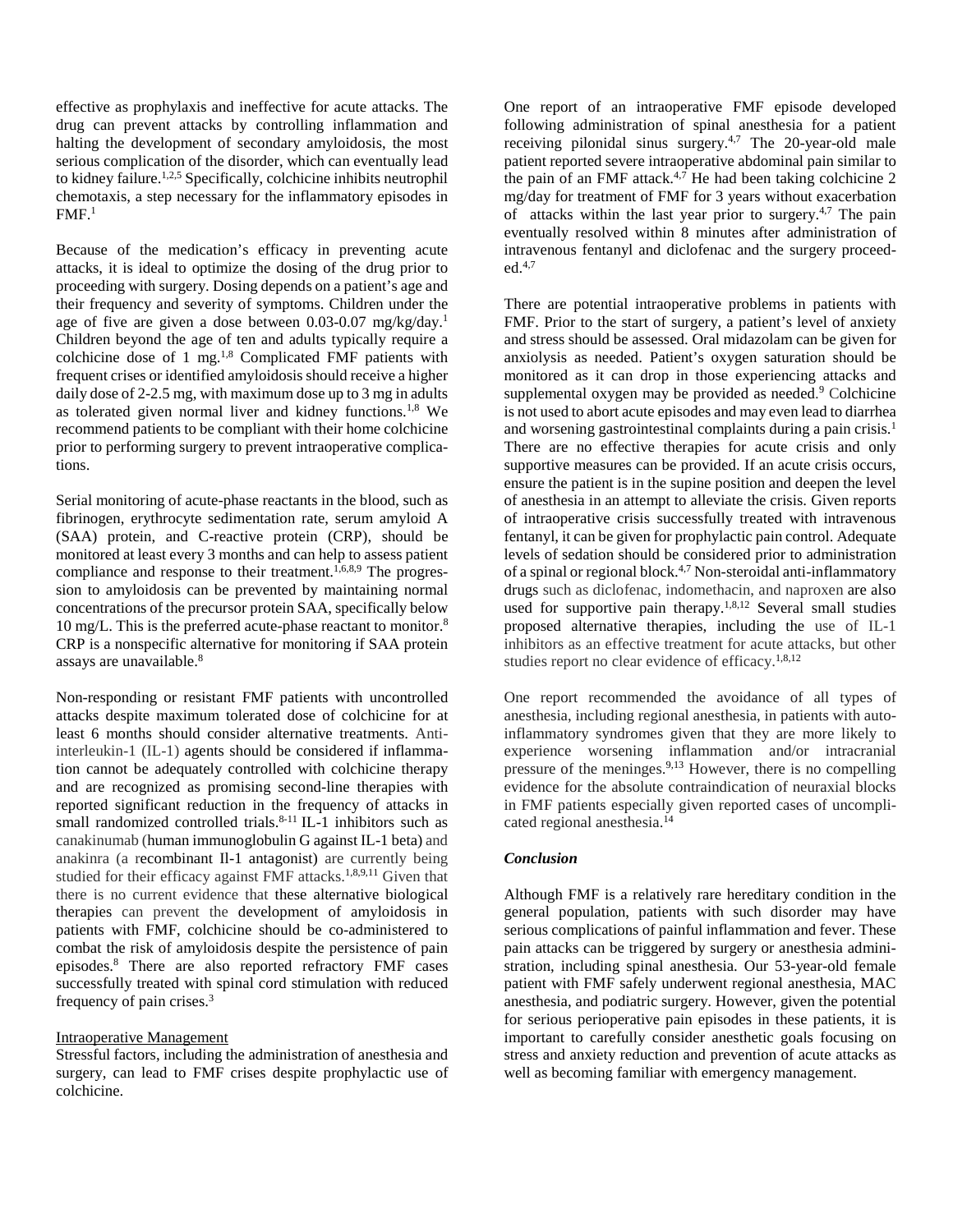effective as prophylaxis and ineffective for acute attacks. The drug can prevent attacks by controlling inflammation and halting the development of secondary amyloidosis, the most serious complication of the disorder, which can eventually lead to kidney failure.[1,2,5] Specifically, colchicine inhibits neutrophil chemotaxis, a step necessary for the inflammatory episodes in FMF.[1]

Because of the medication's efficacy in preventing acute attacks, it is ideal to optimize the dosing of the drug prior to proceeding with surgery. Dosing depends on a patient's age and their frequency and severity of symptoms. Children under the age of five are given a dose between 0.03-0.07 mg/kg/day.[1] Children beyond the age of ten and adults typically require a colchicine dose of 1 mg.[1,8] Complicated FMF patients with frequent crises or identified amyloidosis should receive a higher daily dose of 2-2.5 mg, with maximum dose up to 3 mg in adults as tolerated given normal liver and kidney functions.[1,8] We recommend patients to be compliant with their home colchicine prior to performing surgery to prevent intraoperative complications.

Serial monitoring of acute-phase reactants in the blood, such as fibrinogen, erythrocyte sedimentation rate, serum amyloid A (SAA) protein, and C-reactive protein (CRP), should be monitored at least every 3 months and can help to assess patient compliance and response to their treatment.[1,6,8,9] The progression to amyloidosis can be prevented by maintaining normal concentrations of the precursor protein SAA, specifically below 10 mg/L. This is the preferred acute-phase reactant to monitor.[8] CRP is a nonspecific alternative for monitoring if SAA protein assays are unavailable.[8]

Non-responding or resistant FMF patients with uncontrolled attacks despite maximum tolerated dose of colchicine for at least 6 months should consider alternative treatments. Anti-interleukin-1 (IL-1) agents should be considered if inflammation cannot be adequately controlled with colchicine therapy and are recognized as promising second-line therapies with reported significant reduction in the frequency of attacks in small randomized controlled trials.[8-11] IL-1 inhibitors such as canakinumab (human immunoglobulin G against IL-1 beta) and anakinra (a recombinant Il-1 antagonist) are currently being studied for their efficacy against FMF attacks.[1,8,9,11] Given that there is no current evidence that these alternative biological therapies can prevent the development of amyloidosis in patients with FMF, colchicine should be co-administered to combat the risk of amyloidosis despite the persistence of pain episodes.[8] There are also reported refractory FMF cases successfully treated with spinal cord stimulation with reduced frequency of pain crises.[3]

<u>Intraoperative Management</u>

Stressful factors, including the administration of anesthesia and surgery, can lead to FMF crises despite prophylactic use of colchicine.

One report of an intraoperative FMF episode developed following administration of spinal anesthesia for a patient receiving pilonidal sinus surgery.[4,7] The 20-year-old male patient reported severe intraoperative abdominal pain similar to the pain of an FMF attack.[4,7] He had been taking colchicine 2 mg/day for treatment of FMF for 3 years without exacerbation of attacks within the last year prior to surgery.[4,7] The pain eventually resolved within 8 minutes after administration of intravenous fentanyl and diclofenac and the surgery proceeded.[4,7]

There are potential intraoperative problems in patients with FMF. Prior to the start of surgery, a patient's level of anxiety and stress should be assessed. Oral midazolam can be given for anxiolysis as needed. Patient's oxygen saturation should be monitored as it can drop in those experiencing attacks and supplemental oxygen may be provided as needed.[9] Colchicine is not used to abort acute episodes and may even lead to diarrhea and worsening gastrointestinal complaints during a pain crisis.[1] There are no effective therapies for acute crisis and only supportive measures can be provided. If an acute crisis occurs, ensure the patient is in the supine position and deepen the level of anesthesia in an attempt to alleviate the crisis. Given reports of intraoperative crisis successfully treated with intravenous fentanyl, it can be given for prophylactic pain control. Adequate levels of sedation should be considered prior to administration of a spinal or regional block.[4,7] Non-steroidal anti-inflammatory drugs such as diclofenac, indomethacin, and naproxen are also used for supportive pain therapy.[1,8,12] Several small studies proposed alternative therapies, including the use of IL-1 inhibitors as an effective treatment for acute attacks, but other studies report no clear evidence of efficacy.[1,8,12]

One report recommended the avoidance of all types of anesthesia, including regional anesthesia, in patients with autoinflammatory syndromes given that they are more likely to experience worsening inflammation and/or intracranial pressure of the meninges.[9,13] However, there is no compelling evidence for the absolute contraindication of neuraxial blocks in FMF patients especially given reported cases of uncomplicated regional anesthesia.[14]

### *Conclusion*

Although FMF is a relatively rare hereditary condition in the general population, patients with such disorder may have serious complications of painful inflammation and fever. These pain attacks can be triggered by surgery or anesthesia administration, including spinal anesthesia. Our 53-year-old female patient with FMF safely underwent regional anesthesia, MAC anesthesia, and podiatric surgery. However, given the potential for serious perioperative pain episodes in these patients, it is important to carefully consider anesthetic goals focusing on stress and anxiety reduction and prevention of acute attacks as well as becoming familiar with emergency management.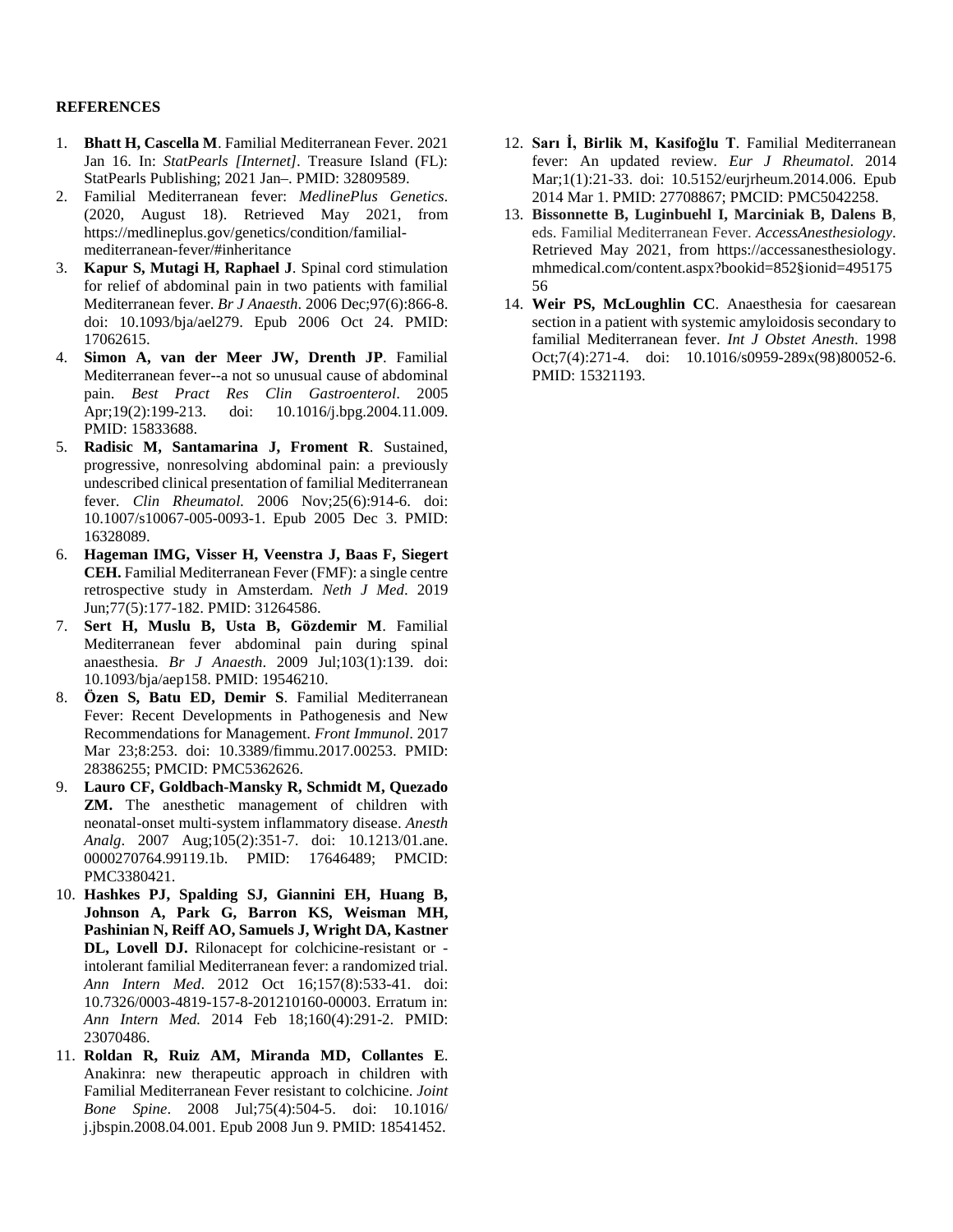**REFERENCES**

1. **Bhatt H, Cascella M**. Familial Mediterranean Fever. 2021 Jan 16. In: *StatPearls [Internet]*. Treasure Island (FL): StatPearls Publishing; 2021 Jan–. PMID: 32809589.
2. Familial Mediterranean fever: *MedlinePlus Genetics*. (2020, August 18). Retrieved May 2021, from https://medlineplus.gov/genetics/condition/familial-mediterranean-fever/#inheritance
3. **Kapur S, Mutagi H, Raphael J**. Spinal cord stimulation for relief of abdominal pain in two patients with familial Mediterranean fever. *Br J Anaesth*. 2006 Dec;97(6):866-8. doi: 10.1093/bja/ael279. Epub 2006 Oct 24. PMID: 17062615.
4. **Simon A, van der Meer JW, Drenth JP**. Familial Mediterranean fever--a not so unusual cause of abdominal pain. *Best Pract Res Clin Gastroenterol*. 2005 Apr;19(2):199-213. doi: 10.1016/j.bpg.2004.11.009. PMID: 15833688.
5. **Radisic M, Santamarina J, Froment R**. Sustained, progressive, nonresolving abdominal pain: a previously undescribed clinical presentation of familial Mediterranean fever. *Clin Rheumatol*. 2006 Nov;25(6):914-6. doi: 10.1007/s10067-005-0093-1. Epub 2005 Dec 3. PMID: 16328089.
6. **Hageman IMG, Visser H, Veenstra J, Baas F, Siegert CEH.** Familial Mediterranean Fever (FMF): a single centre retrospective study in Amsterdam. *Neth J Med*. 2019 Jun;77(5):177-182. PMID: 31264586.
7. **Sert H, Muslu B, Usta B, Gözdemir M**. Familial Mediterranean fever abdominal pain during spinal anaesthesia. *Br J Anaesth*. 2009 Jul;103(1):139. doi: 10.1093/bja/aep158. PMID: 19546210.
8. **Özen S, Batu ED, Demir S**. Familial Mediterranean Fever: Recent Developments in Pathogenesis and New Recommendations for Management. *Front Immunol*. 2017 Mar 23;8:253. doi: 10.3389/fimmu.2017.00253. PMID: 28386255; PMCID: PMC5362626.
9. **Lauro CF, Goldbach-Mansky R, Schmidt M, Quezado ZM.** The anesthetic management of children with neonatal-onset multi-system inflammatory disease. *Anesth Analg*. 2007 Aug;105(2):351-7. doi: 10.1213/01.ane.0000270764.99119.1b. PMID: 17646489; PMCID: PMC3380421.
10. **Hashkes PJ, Spalding SJ, Giannini EH, Huang B, Johnson A, Park G, Barron KS, Weisman MH, Pashinian N, Reiff AO, Samuels J, Wright DA, Kastner DL, Lovell DJ.** Rilonacept for colchicine-resistant or -intolerant familial Mediterranean fever: a randomized trial. *Ann Intern Med*. 2012 Oct 16;157(8):533-41. doi: 10.7326/0003-4819-157-8-201210160-00003. Erratum in: *Ann Intern Med.* 2014 Feb 18;160(4):291-2. PMID: 23070486.
11. **Roldan R, Ruiz AM, Miranda MD, Collantes E**. Anakinra: new therapeutic approach in children with Familial Mediterranean Fever resistant to colchicine. *Joint Bone Spine*. 2008 Jul;75(4):504-5. doi: 10.1016/j.jbspin.2008.04.001. Epub 2008 Jun 9. PMID: 18541452.
12. **Sarı İ, Birlik M, Kasifoğlu T**. Familial Mediterranean fever: An updated review. *Eur J Rheumatol*. 2014 Mar;1(1):21-33. doi: 10.5152/eurjrheum.2014.006. Epub 2014 Mar 1. PMID: 27708867; PMCID: PMC5042258.
13. **Bissonnette B, Luginbuehl I, Marciniak B, Dalens B**, eds. Familial Mediterranean Fever. *AccessAnesthesiology*. Retrieved May 2021, from https://accessanesthesiology.mhmedical.com/content.aspx?bookid=852§ionid=49517556
14. **Weir PS, McLoughlin CC**. Anaesthesia for caesarean section in a patient with systemic amyloidosis secondary to familial Mediterranean fever. *Int J Obstet Anesth*. 1998 Oct;7(4):271-4. doi: 10.1016/s0959-289x(98)80052-6. PMID: 15321193.